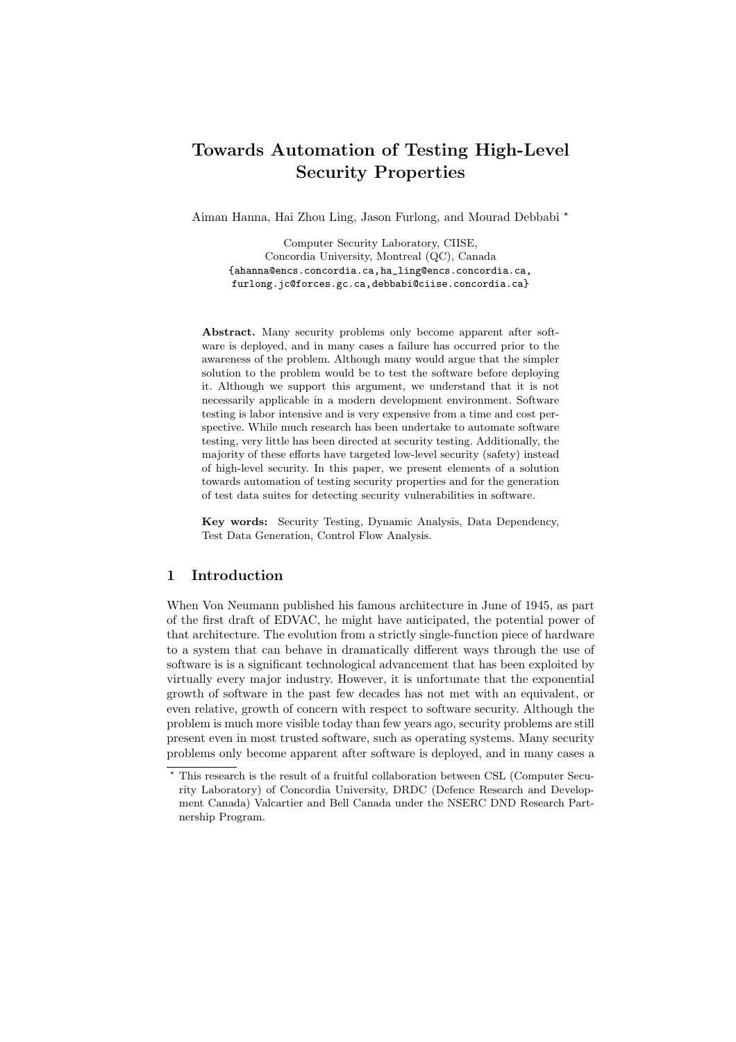# Towards Automation of Testing High-Level Security Properties

Aiman Hanna, Hai Zhou Ling, Jason Furlong, and Mourad Debbabi *

Computer Security Laboratory, CIISE,
Concordia University, Montreal (QC), Canada
{ahanna@encs.concordia.ca,ha_ling@encs.concordia.ca,
furlong.jc@forces.gc.ca,debbabi@ciise.concordia.ca}

**Abstract.** Many security problems only become apparent after software is deployed, and in many cases a failure has occurred prior to the awareness of the problem. Although many would argue that the simpler solution to the problem would be to test the software before deploying it. Although we support this argument, we understand that it is not necessarily applicable in a modern development environment. Software testing is labor intensive and is very expensive from a time and cost perspective. While much research has been undertake to automate software testing, very little has been directed at security testing. Additionally, the majority of these efforts have targeted low-level security (safety) instead of high-level security. In this paper, we present elements of a solution towards automation of testing security properties and for the generation of test data suites for detecting security vulnerabilities in software.

**Key words:** Security Testing, Dynamic Analysis, Data Dependency, Test Data Generation, Control Flow Analysis.

## 1 Introduction

When Von Neumann published his famous architecture in June of 1945, as part of the first draft of EDVAC, he might have anticipated, the potential power of that architecture. The evolution from a strictly single-function piece of hardware to a system that can behave in dramatically different ways through the use of software is is a significant technological advancement that has been exploited by virtually every major industry. However, it is unfortunate that the exponential growth of software in the past few decades has not met with an equivalent, or even relative, growth of concern with respect to software security. Although the problem is much more visible today than few years ago, security problems are still present even in most trusted software, such as operating systems. Many security problems only become apparent after software is deployed, and in many cases a

* This research is the result of a fruitful collaboration between CSL (Computer Security Laboratory) of Concordia University, DRDC (Defence Research and Development Canada) Valcartier and Bell Canada under the NSERC DND Research Partnership Program.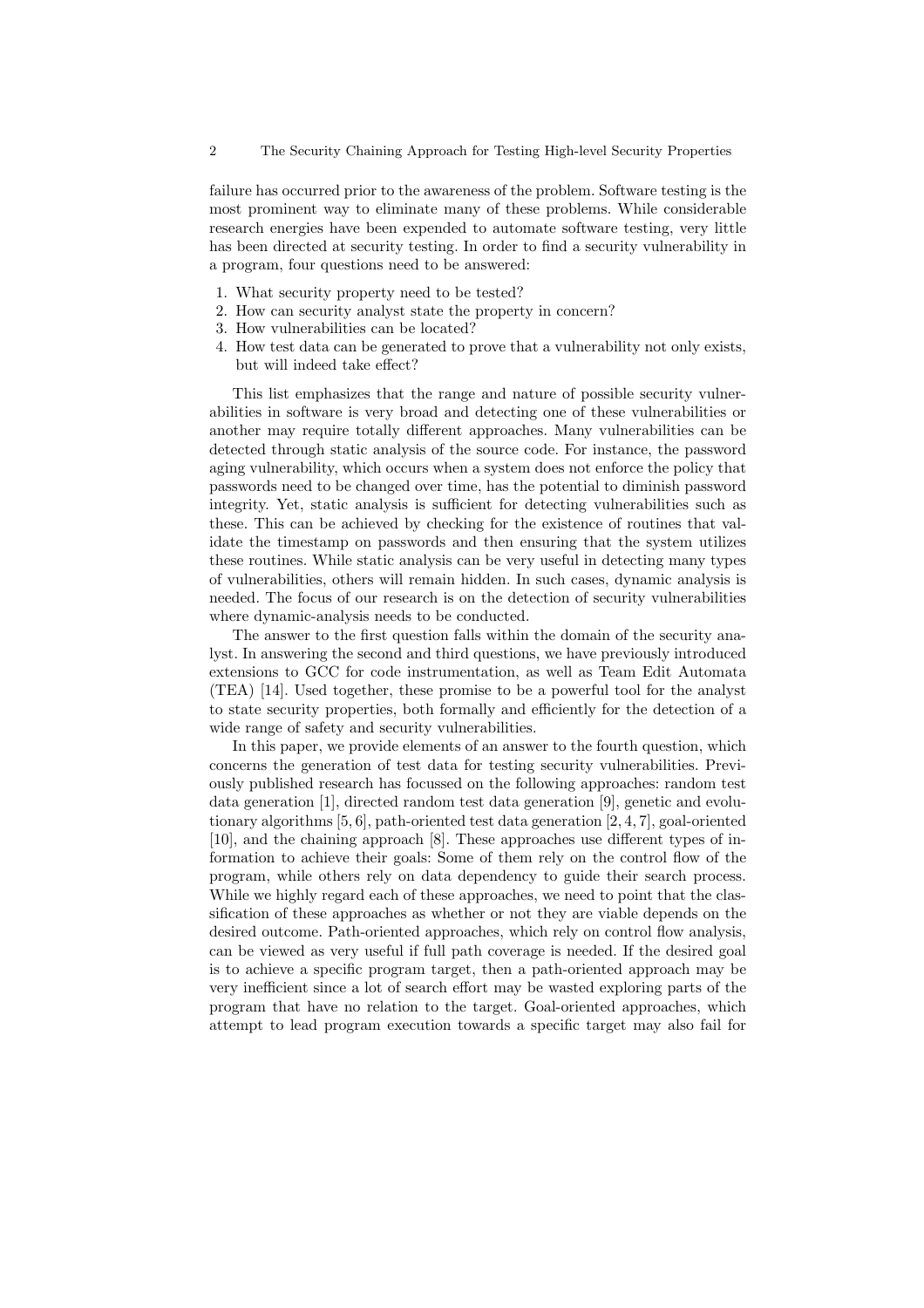failure has occurred prior to the awareness of the problem. Software testing is the most prominent way to eliminate many of these problems. While considerable research energies have been expended to automate software testing, very little has been directed at security testing. In order to find a security vulnerability in a program, four questions need to be answered:

1. What security property need to be tested?
2. How can security analyst state the property in concern?
3. How vulnerabilities can be located?
4. How test data can be generated to prove that a vulnerability not only exists, but will indeed take effect?

This list emphasizes that the range and nature of possible security vulnerabilities in software is very broad and detecting one of these vulnerabilities or another may require totally different approaches. Many vulnerabilities can be detected through static analysis of the source code. For instance, the password aging vulnerability, which occurs when a system does not enforce the policy that passwords need to be changed over time, has the potential to diminish password integrity. Yet, static analysis is sufficient for detecting vulnerabilities such as these. This can be achieved by checking for the existence of routines that validate the timestamp on passwords and then ensuring that the system utilizes these routines. While static analysis can be very useful in detecting many types of vulnerabilities, others will remain hidden. In such cases, dynamic analysis is needed. The focus of our research is on the detection of security vulnerabilities where dynamic-analysis needs to be conducted.

The answer to the first question falls within the domain of the security analyst. In answering the second and third questions, we have previously introduced extensions to GCC for code instrumentation, as well as Team Edit Automata (TEA) [14]. Used together, these promise to be a powerful tool for the analyst to state security properties, both formally and efficiently for the detection of a wide range of safety and security vulnerabilities.

In this paper, we provide elements of an answer to the fourth question, which concerns the generation of test data for testing security vulnerabilities. Previously published research has focussed on the following approaches: random test data generation [1], directed random test data generation [9], genetic and evolutionary algorithms [5, 6], path-oriented test data generation [2, 4, 7], goal-oriented [10], and the chaining approach [8]. These approaches use different types of information to achieve their goals: Some of them rely on the control flow of the program, while others rely on data dependency to guide their search process. While we highly regard each of these approaches, we need to point that the classification of these approaches as whether or not they are viable depends on the desired outcome. Path-oriented approaches, which rely on control flow analysis, can be viewed as very useful if full path coverage is needed. If the desired goal is to achieve a specific program target, then a path-oriented approach may be very inefficient since a lot of search effort may be wasted exploring parts of the program that have no relation to the target. Goal-oriented approaches, which attempt to lead program execution towards a specific target may also fail for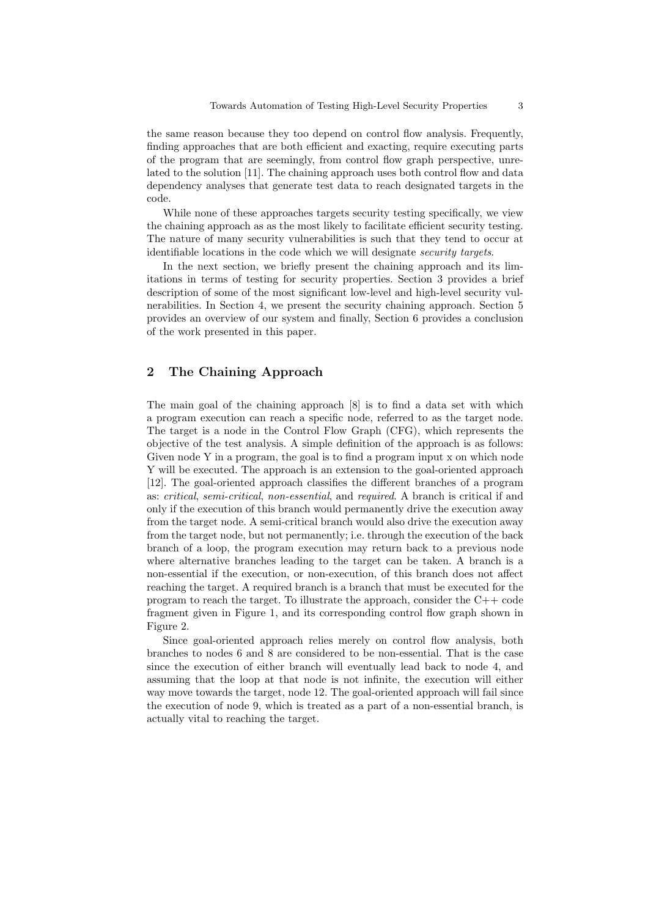the same reason because they too depend on control flow analysis. Frequently, finding approaches that are both efficient and exacting, require executing parts of the program that are seemingly, from control flow graph perspective, unrelated to the solution [11]. The chaining approach uses both control flow and data dependency analyses that generate test data to reach designated targets in the code.

While none of these approaches targets security testing specifically, we view the chaining approach as as the most likely to facilitate efficient security testing. The nature of many security vulnerabilities is such that they tend to occur at identifiable locations in the code which we will designate *security targets*.

In the next section, we briefly present the chaining approach and its limitations in terms of testing for security properties. Section 3 provides a brief description of some of the most significant low-level and high-level security vulnerabilities. In Section 4, we present the security chaining approach. Section 5 provides an overview of our system and finally, Section 6 provides a conclusion of the work presented in this paper.

## 2 The Chaining Approach

The main goal of the chaining approach [8] is to find a data set with which a program execution can reach a specific node, referred to as the target node. The target is a node in the Control Flow Graph (CFG), which represents the objective of the test analysis. A simple definition of the approach is as follows: Given node Y in a program, the goal is to find a program input x on which node Y will be executed. The approach is an extension to the goal-oriented approach [12]. The goal-oriented approach classifies the different branches of a program as: *critical*, *semi-critical*, *non-essential*, and *required*. A branch is critical if and only if the execution of this branch would permanently drive the execution away from the target node. A semi-critical branch would also drive the execution away from the target node, but not permanently; i.e. through the execution of the back branch of a loop, the program execution may return back to a previous node where alternative branches leading to the target can be taken. A branch is a non-essential if the execution, or non-execution, of this branch does not affect reaching the target. A required branch is a branch that must be executed for the program to reach the target. To illustrate the approach, consider the C++ code fragment given in Figure 1, and its corresponding control flow graph shown in Figure 2.

Since goal-oriented approach relies merely on control flow analysis, both branches to nodes 6 and 8 are considered to be non-essential. That is the case since the execution of either branch will eventually lead back to node 4, and assuming that the loop at that node is not infinite, the execution will either way move towards the target, node 12. The goal-oriented approach will fail since the execution of node 9, which is treated as a part of a non-essential branch, is actually vital to reaching the target.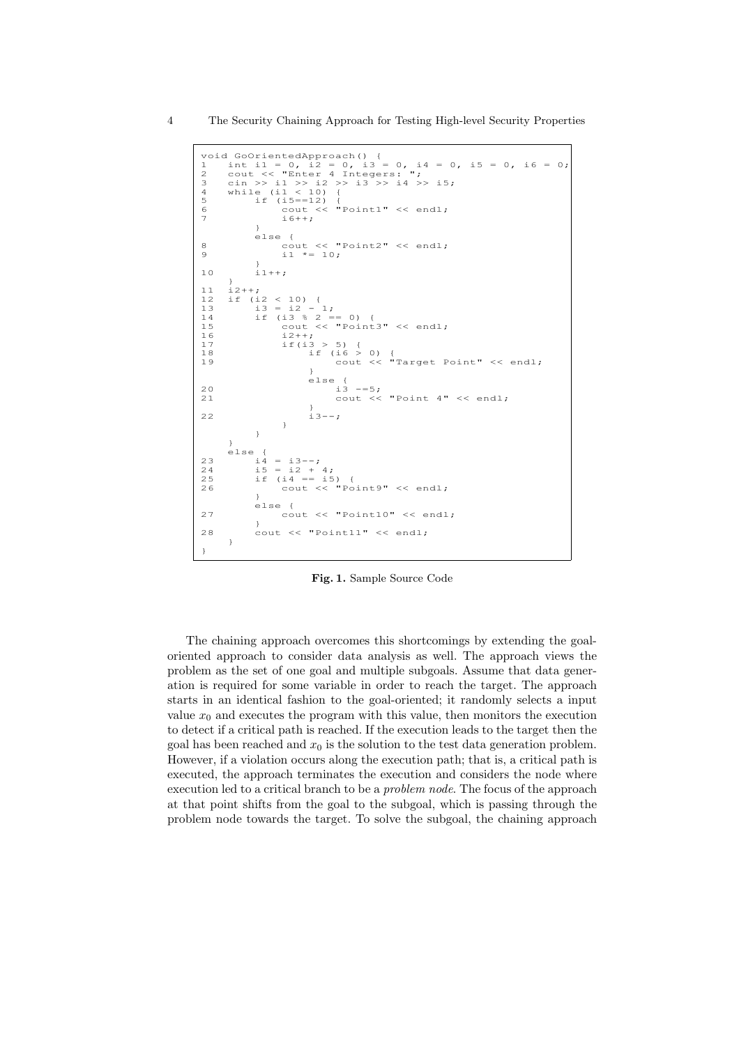```
void GoOrientedApproach() {
1    int i1 = 0, i2 = 0, i3 = 0, i4 = 0, i5 = 0, i6 = 0;
2    cout << "Enter 4 Integers: ";
3    cin >> i1 >> i2 >> i3 >> i4 >> i5;
4    while (i1 < 10) {
5        if (i5==12) {
6            cout << "Point1" << endl;
7            i6++;
         }
         else {
8            cout << "Point2" << endl;
9            i1 *= 10;
         }
10       i1++;
     }
11   i2++;
12   if (i2 < 10) {
13       i3 = i2 - 1;
14       if (i3 % 2 == 0) {
15           cout << "Point3" << endl;
16           i2++;
17           if(i3 > 5) {
18               if (i6 > 0) {
19                   cout << "Target Point" << endl;
                 }
                 else {
20                   i3 -=5;
21                   cout << "Point 4" << endl;
                 }
22               i3--;
             }
         }
     }
     else {
23       i4 = i3--;
24       i5 = i2 + 4;
25       if (i4 == i5) {
26           cout << "Point9" << endl;
         }
         else {
27           cout << "Point10" << endl;
         }
28       cout << "Point11" << endl;
     }
}
```

**Fig. 1.** Sample Source Code

The chaining approach overcomes this shortcomings by extending the goal-oriented approach to consider data analysis as well. The approach views the problem as the set of one goal and multiple subgoals. Assume that data generation is required for some variable in order to reach the target. The approach starts in an identical fashion to the goal-oriented; it randomly selects a input value $x_0$ and executes the program with this value, then monitors the execution to detect if a critical path is reached. If the execution leads to the target then the goal has been reached and $x_0$ is the solution to the test data generation problem. However, if a violation occurs along the execution path; that is, a critical path is executed, the approach terminates the execution and considers the node where execution led to a critical branch to be a *problem node*. The focus of the approach at that point shifts from the goal to the subgoal, which is passing through the problem node towards the target. To solve the subgoal, the chaining approach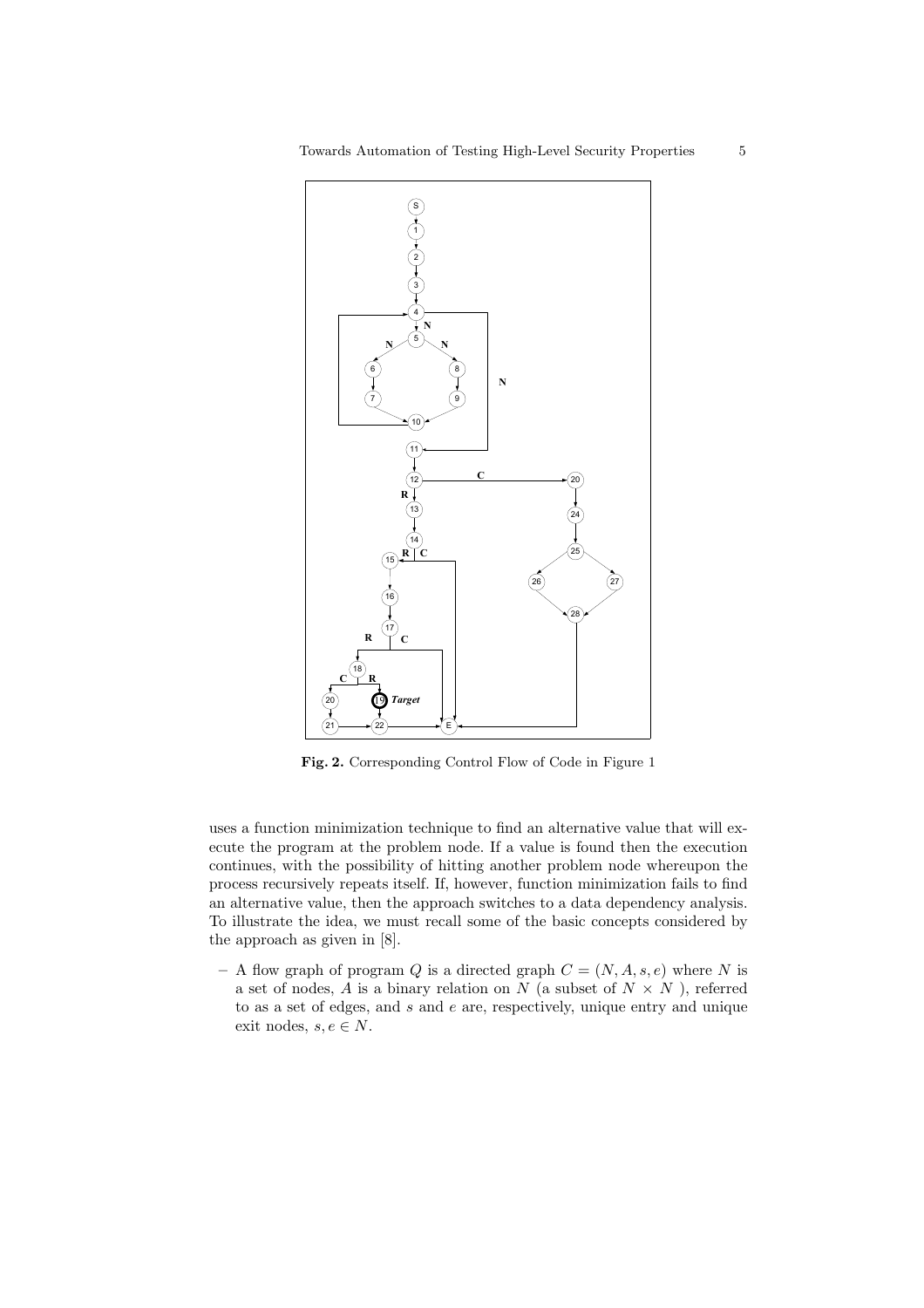**Fig. 2.** Corresponding Control Flow of Code in Figure 1

uses a function minimization technique to find an alternative value that will execute the program at the problem node. If a value is found then the execution continues, with the possibility of hitting another problem node whereupon the process recursively repeats itself. If, however, function minimization fails to find an alternative value, then the approach switches to a data dependency analysis. To illustrate the idea, we must recall some of the basic concepts considered by the approach as given in [8].

– A flow graph of program $Q$ is a directed graph $C = (N, A, s, e)$ where $N$ is a set of nodes, $A$ is a binary relation on $N$ (a subset of $N \times N$ ), referred to as a set of edges, and $s$ and $e$ are, respectively, unique entry and unique exit nodes, $s, e \in N$.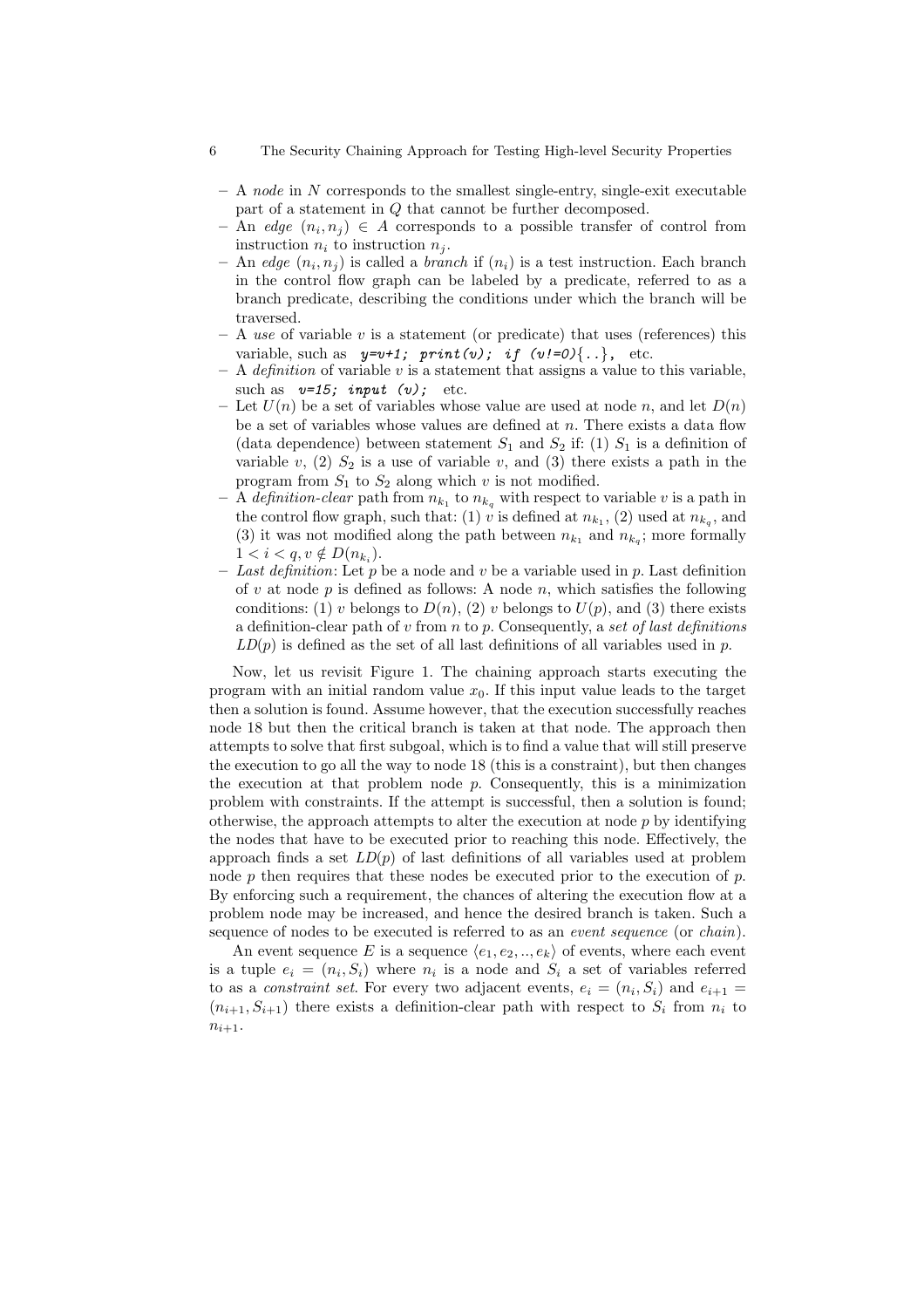- A *node* in $N$ corresponds to the smallest single-entry, single-exit executable part of a statement in $Q$ that cannot be further decomposed.
- An *edge* $(n_i, n_j) \in A$ corresponds to a possible transfer of control from instruction $n_i$ to instruction $n_j$.
- An *edge* $(n_i, n_j)$ is called a *branch* if $(n_i)$ is a test instruction. Each branch in the control flow graph can be labeled by a predicate, referred to as a branch predicate, describing the conditions under which the branch will be traversed.
- A *use* of variable $v$ is a statement (or predicate) that uses (references) this variable, such as `y=v+1; print(v); if (v!=0){..},` etc.
- A *definition* of variable $v$ is a statement that assigns a value to this variable, such as `v=15; input (v);` etc.
- Let $U(n)$ be a set of variables whose value are used at node $n$, and let $D(n)$ be a set of variables whose values are defined at $n$. There exists a data flow (data dependence) between statement $S_1$ and $S_2$ if: (1) $S_1$ is a definition of variable $v$, (2) $S_2$ is a use of variable $v$, and (3) there exists a path in the program from $S_1$ to $S_2$ along which $v$ is not modified.
- A *definition-clear* path from $n_{k_1}$ to $n_{k_q}$ with respect to variable $v$ is a path in the control flow graph, such that: (1) $v$ is defined at $n_{k_1}$, (2) used at $n_{k_q}$, and (3) it was not modified along the path between $n_{k_1}$ and $n_{k_q}$; more formally $1 < i < q, v \notin D(n_{k_i})$.
- *Last definition*: Let $p$ be a node and $v$ be a variable used in $p$. Last definition of $v$ at node $p$ is defined as follows: A node $n$, which satisfies the following conditions: (1) $v$ belongs to $D(n)$, (2) $v$ belongs to $U(p)$, and (3) there exists a definition-clear path of $v$ from $n$ to $p$. Consequently, a *set of last definitions* $LD(p)$ is defined as the set of all last definitions of all variables used in $p$.

Now, let us revisit Figure 1. The chaining approach starts executing the program with an initial random value $x_0$. If this input value leads to the target then a solution is found. Assume however, that the execution successfully reaches node 18 but then the critical branch is taken at that node. The approach then attempts to solve that first subgoal, which is to find a value that will still preserve the execution to go all the way to node 18 (this is a constraint), but then changes the execution at that problem node $p$. Consequently, this is a minimization problem with constraints. If the attempt is successful, then a solution is found; otherwise, the approach attempts to alter the execution at node $p$ by identifying the nodes that have to be executed prior to reaching this node. Effectively, the approach finds a set $LD(p)$ of last definitions of all variables used at problem node $p$ then requires that these nodes be executed prior to the execution of $p$. By enforcing such a requirement, the chances of altering the execution flow at a problem node may be increased, and hence the desired branch is taken. Such a sequence of nodes to be executed is referred to as an *event sequence* (or *chain*).

An event sequence $E$ is a sequence $\langle e_1, e_2, .., e_k \rangle$ of events, where each event is a tuple $e_i = (n_i, S_i)$ where $n_i$ is a node and $S_i$ a set of variables referred to as a *constraint set*. For every two adjacent events, $e_i = (n_i, S_i)$ and $e_{i+1} = (n_{i+1}, S_{i+1})$ there exists a definition-clear path with respect to $S_i$ from $n_i$ to $n_{i+1}$.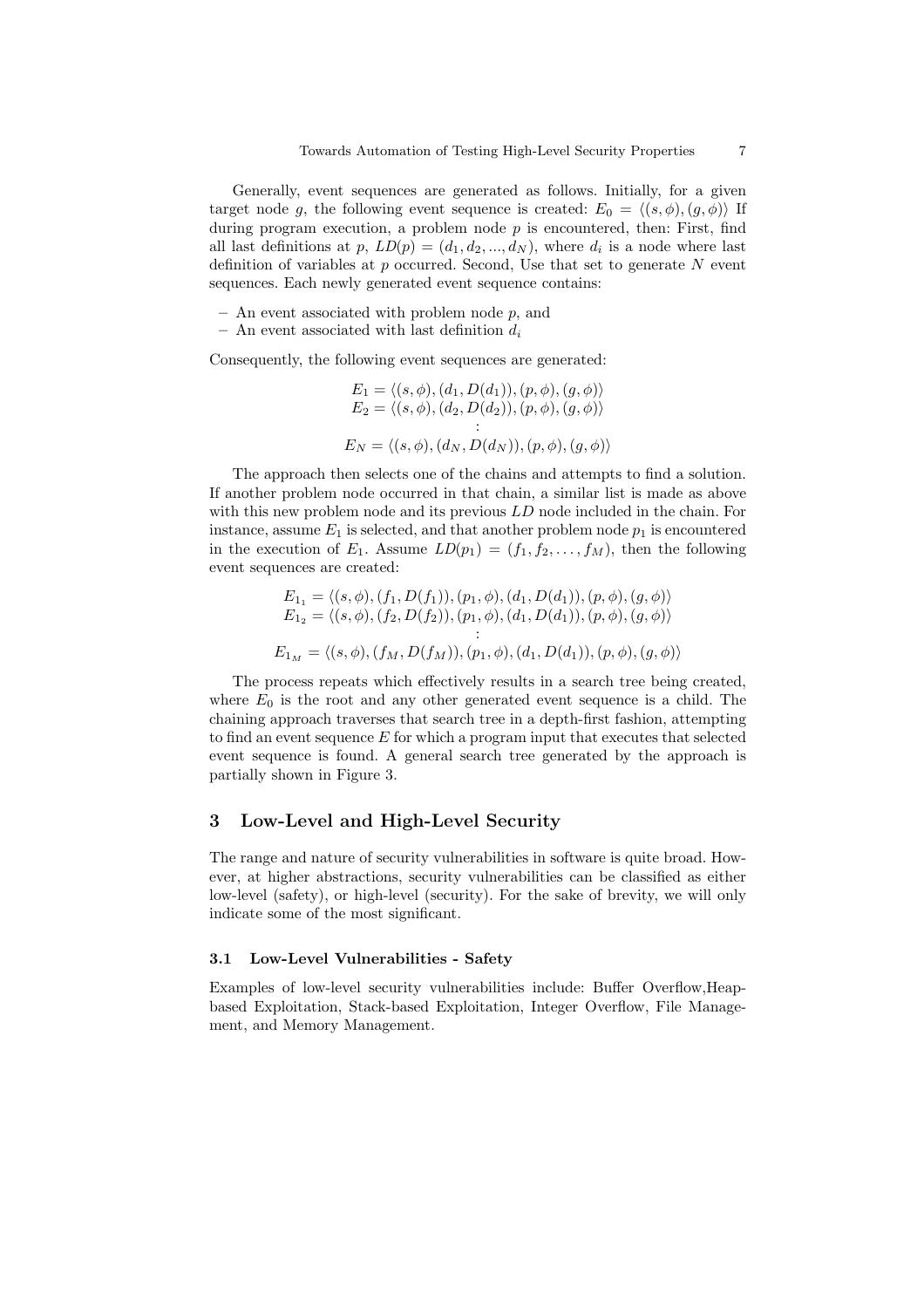Generally, event sequences are generated as follows. Initially, for a given target node $g$, the following event sequence is created: $E_0 = \langle (s, \phi), (g, \phi) \rangle$ If during program execution, a problem node $p$ is encountered, then: First, find all last definitions at $p$, $LD(p) = (d_1, d_2, ..., d_N)$, where $d_i$ is a node where last definition of variables at $p$ occurred. Second, Use that set to generate $N$ event sequences. Each newly generated event sequence contains:

- An event associated with problem node $p$, and
- An event associated with last definition $d_i$

Consequently, the following event sequences are generated:

$$
\begin{gathered}
E_1 = \langle (s, \phi), (d_1, D(d_1)), (p, \phi), (g, \phi) \rangle \\
E_2 = \langle (s, \phi), (d_2, D(d_2)), (p, \phi), (g, \phi) \rangle \\
\vdots \\
E_N = \langle (s, \phi), (d_N, D(d_N)), (p, \phi), (g, \phi) \rangle
\end{gathered}
$$

The approach then selects one of the chains and attempts to find a solution. If another problem node occurred in that chain, a similar list is made as above with this new problem node and its previous $LD$ node included in the chain. For instance, assume $E_1$ is selected, and that another problem node $p_1$ is encountered in the execution of $E_1$. Assume $LD(p_1) = (f_1, f_2, \ldots, f_M)$, then the following event sequences are created:

$$
\begin{gathered}
E_{1_1} = \langle (s, \phi), (f_1, D(f_1)), (p_1, \phi), (d_1, D(d_1)), (p, \phi), (g, \phi) \rangle \\
E_{1_2} = \langle (s, \phi), (f_2, D(f_2)), (p_1, \phi), (d_1, D(d_1)), (p, \phi), (g, \phi) \rangle \\
\vdots \\
E_{1_M} = \langle (s, \phi), (f_M, D(f_M)), (p_1, \phi), (d_1, D(d_1)), (p, \phi), (g, \phi) \rangle
\end{gathered}
$$

The process repeats which effectively results in a search tree being created, where $E_0$ is the root and any other generated event sequence is a child. The chaining approach traverses that search tree in a depth-first fashion, attempting to find an event sequence $E$ for which a program input that executes that selected event sequence is found. A general search tree generated by the approach is partially shown in Figure 3.

## 3 Low-Level and High-Level Security

The range and nature of security vulnerabilities in software is quite broad. However, at higher abstractions, security vulnerabilities can be classified as either low-level (safety), or high-level (security). For the sake of brevity, we will only indicate some of the most significant.

### 3.1 Low-Level Vulnerabilities - Safety

Examples of low-level security vulnerabilities include: Buffer Overflow,Heap-based Exploitation, Stack-based Exploitation, Integer Overflow, File Management, and Memory Management.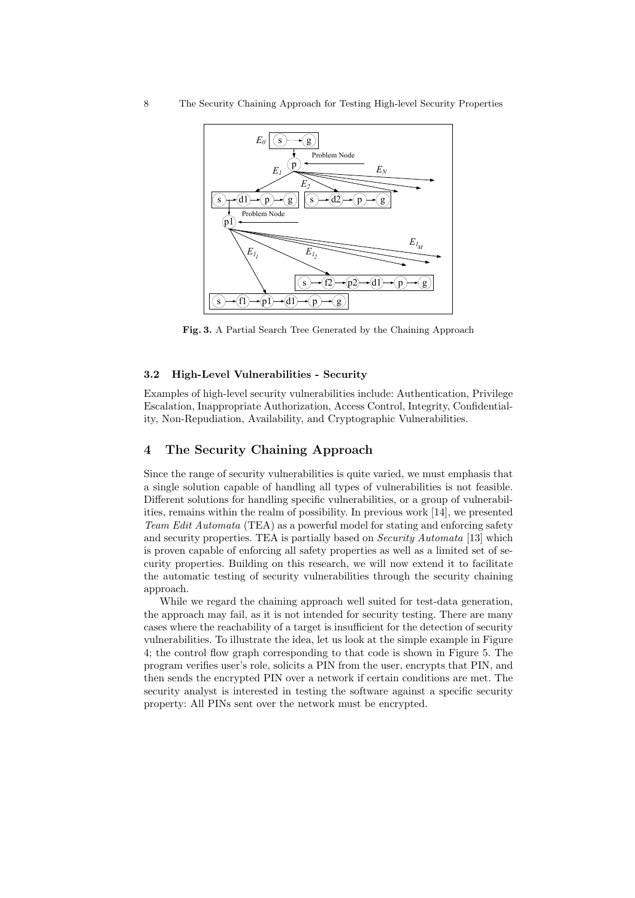Fig. 3. A Partial Search Tree Generated by the Chaining Approach

### 3.2 High-Level Vulnerabilities - Security

Examples of high-level security vulnerabilities include: Authentication, Privilege Escalation, Inappropriate Authorization, Access Control, Integrity, Confidentiality, Non-Repudiation, Availability, and Cryptographic Vulnerabilities.

## 4 The Security Chaining Approach

Since the range of security vulnerabilities is quite varied, we must emphasis that a single solution capable of handling all types of vulnerabilities is not feasible. Different solutions for handling specific vulnerabilities, or a group of vulnerabilities, remains within the realm of possibility. In previous work [14], we presented *Team Edit Automata* (TEA) as a powerful model for stating and enforcing safety and security properties. TEA is partially based on *Security Automata* [13] which is proven capable of enforcing all safety properties as well as a limited set of security properties. Building on this research, we will now extend it to facilitate the automatic testing of security vulnerabilities through the security chaining approach.

While we regard the chaining approach well suited for test-data generation, the approach may fail, as it is not intended for security testing. There are many cases where the reachability of a target is insufficient for the detection of security vulnerabilities. To illustrate the idea, let us look at the simple example in Figure 4; the control flow graph corresponding to that code is shown in Figure 5. The program verifies user's role, solicits a PIN from the user, encrypts that PIN, and then sends the encrypted PIN over a network if certain conditions are met. The security analyst is interested in testing the software against a specific security property: All PINs sent over the network must be encrypted.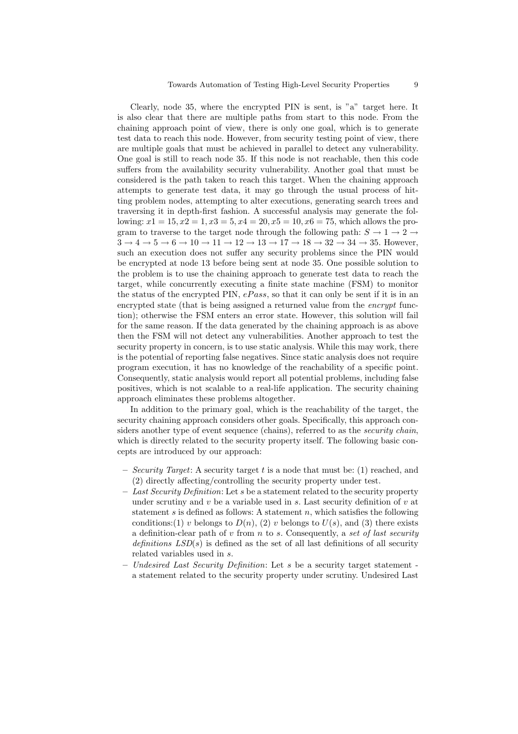Clearly, node 35, where the encrypted PIN is sent, is "a" target here. It is also clear that there are multiple paths from start to this node. From the chaining approach point of view, there is only one goal, which is to generate test data to reach this node. However, from security testing point of view, there are multiple goals that must be achieved in parallel to detect any vulnerability. One goal is still to reach node 35. If this node is not reachable, then this code suffers from the availability security vulnerability. Another goal that must be considered is the path taken to reach this target. When the chaining approach attempts to generate test data, it may go through the usual process of hitting problem nodes, attempting to alter executions, generating search trees and traversing it in depth-first fashion. A successful analysis may generate the following: $x1 = 15, x2 = 1, x3 = 5, x4 = 20, x5 = 10, x6 = 75$, which allows the program to traverse to the target node through the following path: $S \rightarrow 1 \rightarrow 2 \rightarrow 3 \rightarrow 4 \rightarrow 5 \rightarrow 6 \rightarrow 10 \rightarrow 11 \rightarrow 12 \rightarrow 13 \rightarrow 17 \rightarrow 18 \rightarrow 32 \rightarrow 34 \rightarrow 35$. However, such an execution does not suffer any security problems since the PIN would be encrypted at node 13 before being sent at node 35. One possible solution to the problem is to use the chaining approach to generate test data to reach the target, while concurrently executing a finite state machine (FSM) to monitor the status of the encrypted PIN, $ePass$, so that it can only be sent if it is in an encrypted state (that is being assigned a returned value from the *encrypt* function); otherwise the FSM enters an error state. However, this solution will fail for the same reason. If the data generated by the chaining approach is as above then the FSM will not detect any vulnerabilities. Another approach to test the security property in concern, is to use static analysis. While this may work, there is the potential of reporting false negatives. Since static analysis does not require program execution, it has no knowledge of the reachability of a specific point. Consequently, static analysis would report all potential problems, including false positives, which is not scalable to a real-life application. The security chaining approach eliminates these problems altogether.

In addition to the primary goal, which is the reachability of the target, the security chaining approach considers other goals. Specifically, this approach considers another type of event sequence (chains), referred to as the *security chain*, which is directly related to the security property itself. The following basic concepts are introduced by our approach:

- *Security Target*: A security target $t$ is a node that must be: (1) reached, and (2) directly affecting/controlling the security property under test.
- *Last Security Definition*: Let $s$ be a statement related to the security property under scrutiny and $v$ be a variable used in $s$. Last security definition of $v$ at statement $s$ is defined as follows: A statement $n$, which satisfies the following conditions:(1) $v$ belongs to $D(n)$, (2) $v$ belongs to $U(s)$, and (3) there exists a definition-clear path of $v$ from $n$ to $s$. Consequently, a *set of last security definitions* $LSD(s)$ is defined as the set of all last definitions of all security related variables used in $s$.
- *Undesired Last Security Definition*: Let $s$ be a security target statement - a statement related to the security property under scrutiny. Undesired Last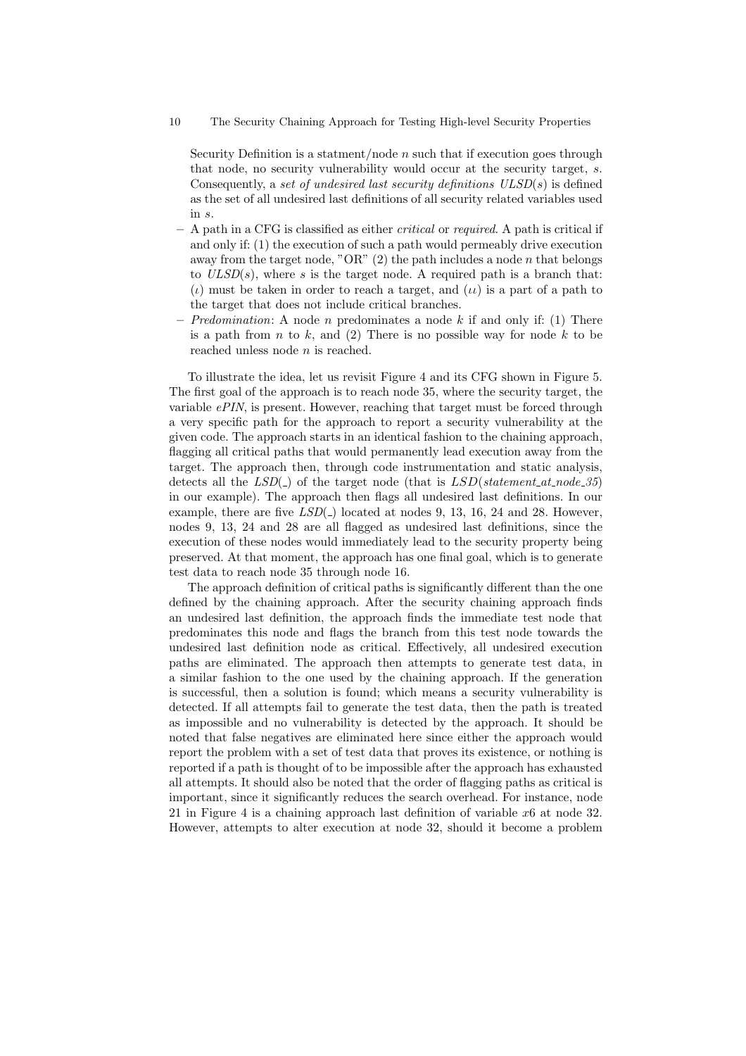Security Definition is a statment/node $n$ such that if execution goes through that node, no security vulnerability would occur at the security target, $s$. Consequently, a *set of undesired last security definitions* $ULSD(s)$ is defined as the set of all undesired last definitions of all security related variables used in $s$.

- A path in a CFG is classified as either *critical* or *required*. A path is critical if and only if: (1) the execution of such a path would permeably drive execution away from the target node, "OR" (2) the path includes a node $n$ that belongs to $ULSD(s)$, where $s$ is the target node. A required path is a branch that: ($\iota$) must be taken in order to reach a target, and ($\iota\iota$) is a part of a path to the target that does not include critical branches.
- *Predomination*: A node $n$ predominates a node $k$ if and only if: (1) There is a path from $n$ to $k$, and (2) There is no possible way for node $k$ to be reached unless node $n$ is reached.

To illustrate the idea, let us revisit Figure 4 and its CFG shown in Figure 5. The first goal of the approach is to reach node 35, where the security target, the variable *ePIN*, is present. However, reaching that target must be forced through a very specific path for the approach to report a security vulnerability at the given code. The approach starts in an identical fashion to the chaining approach, flagging all critical paths that would permanently lead execution away from the target. The approach then, through code instrumentation and static analysis, detects all the $LSD(\_)$ of the target node (that is $LSD(statement\_at\_node\_35)$ in our example). The approach then flags all undesired last definitions. In our example, there are five $LSD(\_)$ located at nodes 9, 13, 16, 24 and 28. However, nodes 9, 13, 24 and 28 are all flagged as undesired last definitions, since the execution of these nodes would immediately lead to the security property being preserved. At that moment, the approach has one final goal, which is to generate test data to reach node 35 through node 16.

The approach definition of critical paths is significantly different than the one defined by the chaining approach. After the security chaining approach finds an undesired last definition, the approach finds the immediate test node that predominates this node and flags the branch from this test node towards the undesired last definition node as critical. Effectively, all undesired execution paths are eliminated. The approach then attempts to generate test data, in a similar fashion to the one used by the chaining approach. If the generation is successful, then a solution is found; which means a security vulnerability is detected. If all attempts fail to generate the test data, then the path is treated as impossible and no vulnerability is detected by the approach. It should be noted that false negatives are eliminated here since either the approach would report the problem with a set of test data that proves its existence, or nothing is reported if a path is thought of to be impossible after the approach has exhausted all attempts. It should also be noted that the order of flagging paths as critical is important, since it significantly reduces the search overhead. For instance, node 21 in Figure 4 is a chaining approach last definition of variable $x6$ at node 32. However, attempts to alter execution at node 32, should it become a problem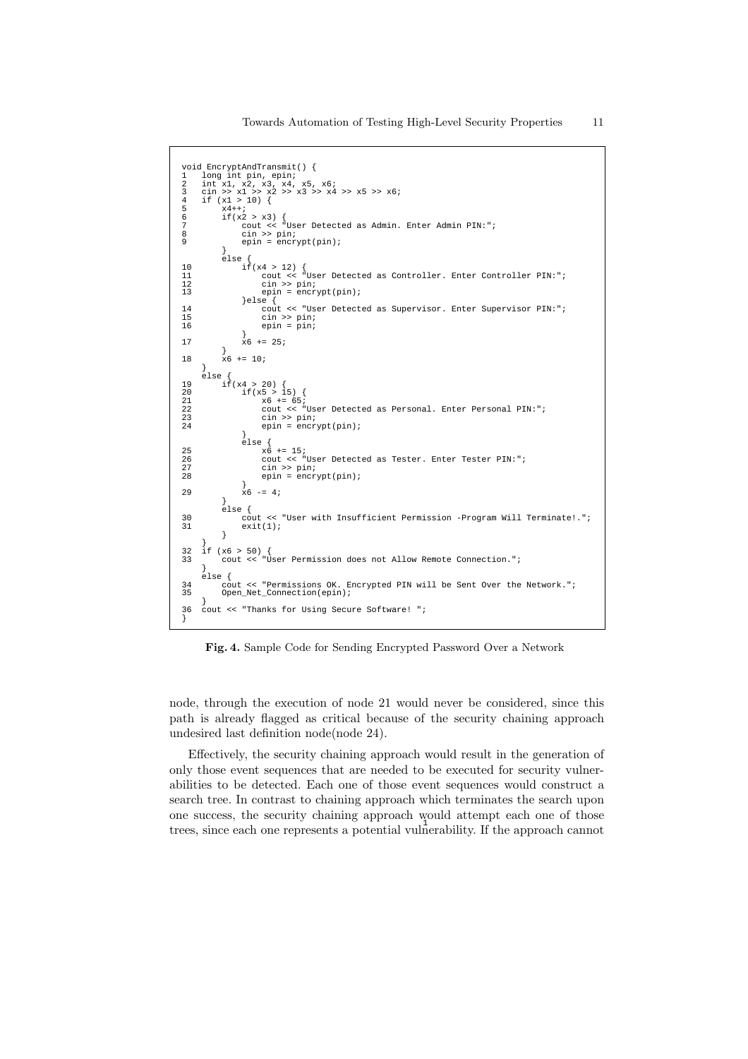```
void EncryptAndTransmit() {
1   long int pin, epin;
2   int x1, x2, x3, x4, x5, x6;
3   cin >> x1 >> x2 >> x3 >> x4 >> x5 >> x6;
4   if (x1 > 10) {
5       x4++;
6       if(x2 > x3) {
7           cout << "User Detected as Admin. Enter Admin PIN:";
8           cin >> pin;
9           epin = encrypt(pin);
        }
        else {
10          if(x4 > 12) {
11              cout << "User Detected as Controller. Enter Controller PIN:";
12              cin >> pin;
13              epin = encrypt(pin);
            }else {
14              cout << "User Detected as Supervisor. Enter Supervisor PIN:";
15              cin >> pin;
16              epin = pin;
            }
17          x6 += 25;
        }
18      x6 += 10;
    }
    else {
19      if(x4 > 20) {
20          if(x5 > 15) {
21              x6 += 65;
22              cout << "User Detected as Personal. Enter Personal PIN:";
23              cin >> pin;
24              epin = encrypt(pin);
            }
            else {
25              x6 += 15;
26              cout << "User Detected as Tester. Enter Tester PIN:";
27              cin >> pin;
28              epin = encrypt(pin);
            }
29          x6 -= 4;
        }
        else {
30          cout << "User with Insufficient Permission -Program Will Terminate!.";
31          exit(1);
        }
    }
32  if (x6 > 50) {
33      cout << "User Permission does not Allow Remote Connection.";
    }
    else {
34      cout << "Permissions OK. Encrypted PIN will be Sent Over the Network.";
35      Open_Net_Connection(epin);
    }
36  cout << "Thanks for Using Secure Software! ";
}
```

**Fig. 4.** Sample Code for Sending Encrypted Password Over a Network

node, through the execution of node 21 would never be considered, since this path is already flagged as critical because of the security chaining approach undesired last definition node(node 24).

Effectively, the security chaining approach would result in the generation of only those event sequences that are needed to be executed for security vulnerabilities to be detected. Each one of those event sequences would construct a search tree. In contrast to chaining approach which terminates the search upon one success, the security chaining approach would attempt each one of those trees, since each one represents a potential vulnerability. If the approach cannot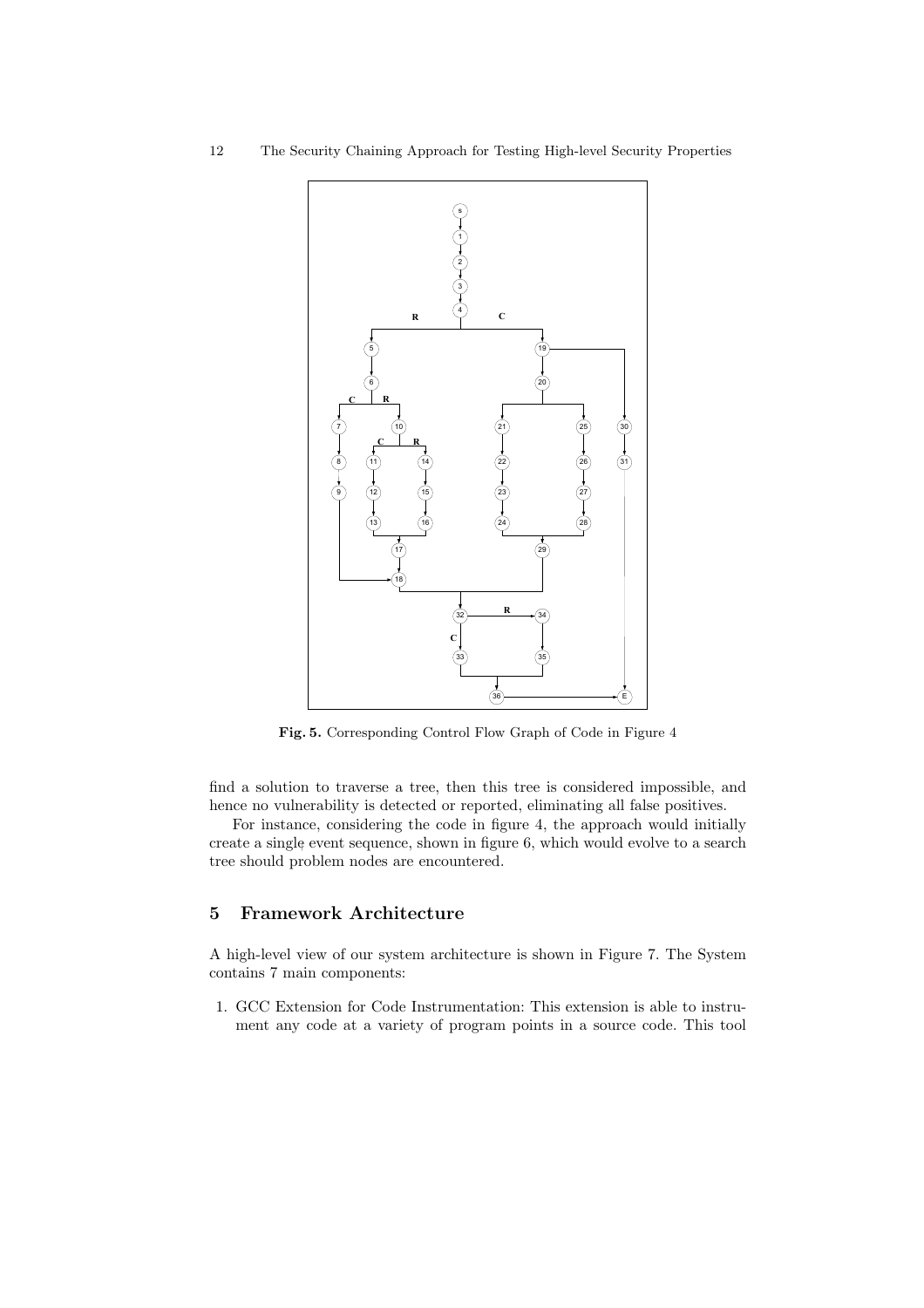Fig. 5. Corresponding Control Flow Graph of Code in Figure 4

find a solution to traverse a tree, then this tree is considered impossible, and hence no vulnerability is detected or reported, eliminating all false positives.

For instance, considering the code in figure 4, the approach would initially create a single event sequence, shown in figure 6, which would evolve to a search tree should problem nodes are encountered.

## 5 Framework Architecture

A high-level view of our system architecture is shown in Figure 7. The System contains 7 main components:

1. GCC Extension for Code Instrumentation: This extension is able to instrument any code at a variety of program points in a source code. This tool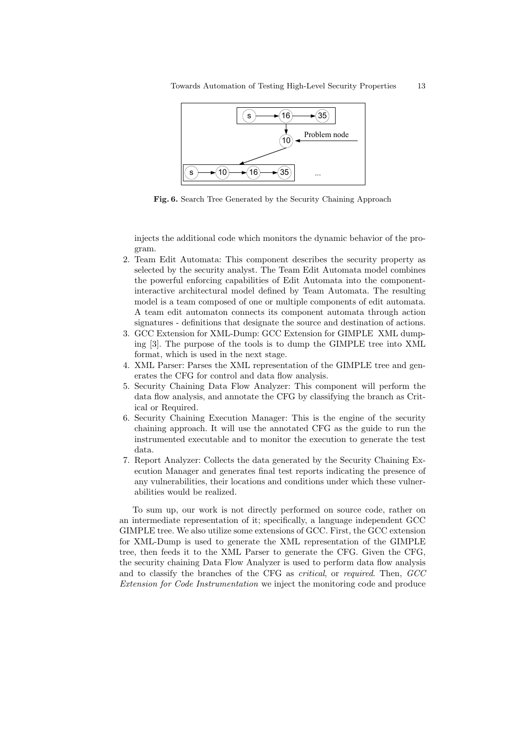Fig. 6. Search Tree Generated by the Security Chaining Approach

injects the additional code which monitors the dynamic behavior of the program.

2. Team Edit Automata: This component describes the security property as selected by the security analyst. The Team Edit Automata model combines the powerful enforcing capabilities of Edit Automata into the component-interactive architectural model defined by Team Automata. The resulting model is a team composed of one or multiple components of edit automata. A team edit automaton connects its component automata through action signatures - definitions that designate the source and destination of actions.
3. GCC Extension for XML-Dump: GCC Extension for GIMPLE XML dumping [3]. The purpose of the tools is to dump the GIMPLE tree into XML format, which is used in the next stage.
4. XML Parser: Parses the XML representation of the GIMPLE tree and generates the CFG for control and data flow analysis.
5. Security Chaining Data Flow Analyzer: This component will perform the data flow analysis, and annotate the CFG by classifying the branch as Critical or Required.
6. Security Chaining Execution Manager: This is the engine of the security chaining approach. It will use the annotated CFG as the guide to run the instrumented executable and to monitor the execution to generate the test data.
7. Report Analyzer: Collects the data generated by the Security Chaining Execution Manager and generates final test reports indicating the presence of any vulnerabilities, their locations and conditions under which these vulnerabilities would be realized.

To sum up, our work is not directly performed on source code, rather on an intermediate representation of it; specifically, a language independent GCC GIMPLE tree. We also utilize some extensions of GCC. First, the GCC extension for XML-Dump is used to generate the XML representation of the GIMPLE tree, then feeds it to the XML Parser to generate the CFG. Given the CFG, the security chaining Data Flow Analyzer is used to perform data flow analysis and to classify the branches of the CFG as *critical*, or *required*. Then, *GCC Extension for Code Instrumentation* we inject the monitoring code and produce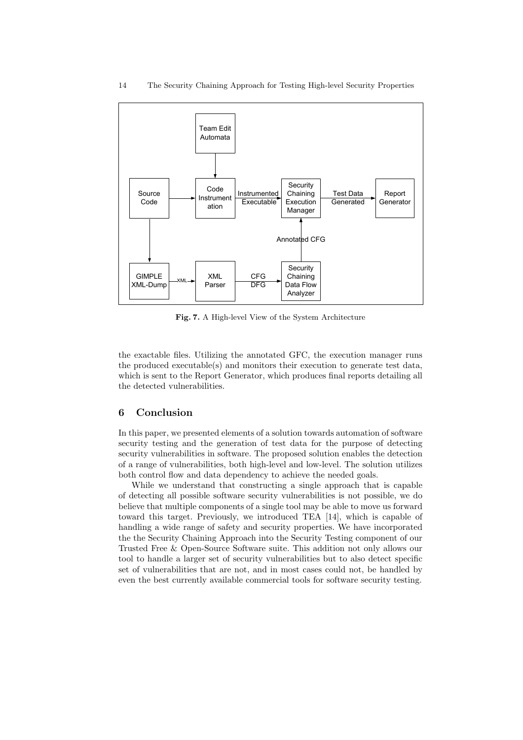**Fig. 7.** A High-level View of the System Architecture

the exactable files. Utilizing the annotated GFC, the execution manager runs the produced executable(s) and monitors their execution to generate test data, which is sent to the Report Generator, which produces final reports detailing all the detected vulnerabilities.

## 6 Conclusion

In this paper, we presented elements of a solution towards automation of software security testing and the generation of test data for the purpose of detecting security vulnerabilities in software. The proposed solution enables the detection of a range of vulnerabilities, both high-level and low-level. The solution utilizes both control flow and data dependency to achieve the needed goals.

While we understand that constructing a single approach that is capable of detecting all possible software security vulnerabilities is not possible, we do believe that multiple components of a single tool may be able to move us forward toward this target. Previously, we introduced TEA [14], which is capable of handling a wide range of safety and security properties. We have incorporated the the Security Chaining Approach into the Security Testing component of our Trusted Free & Open-Source Software suite. This addition not only allows our tool to handle a larger set of security vulnerabilities but to also detect specific set of vulnerabilities that are not, and in most cases could not, be handled by even the best currently available commercial tools for software security testing.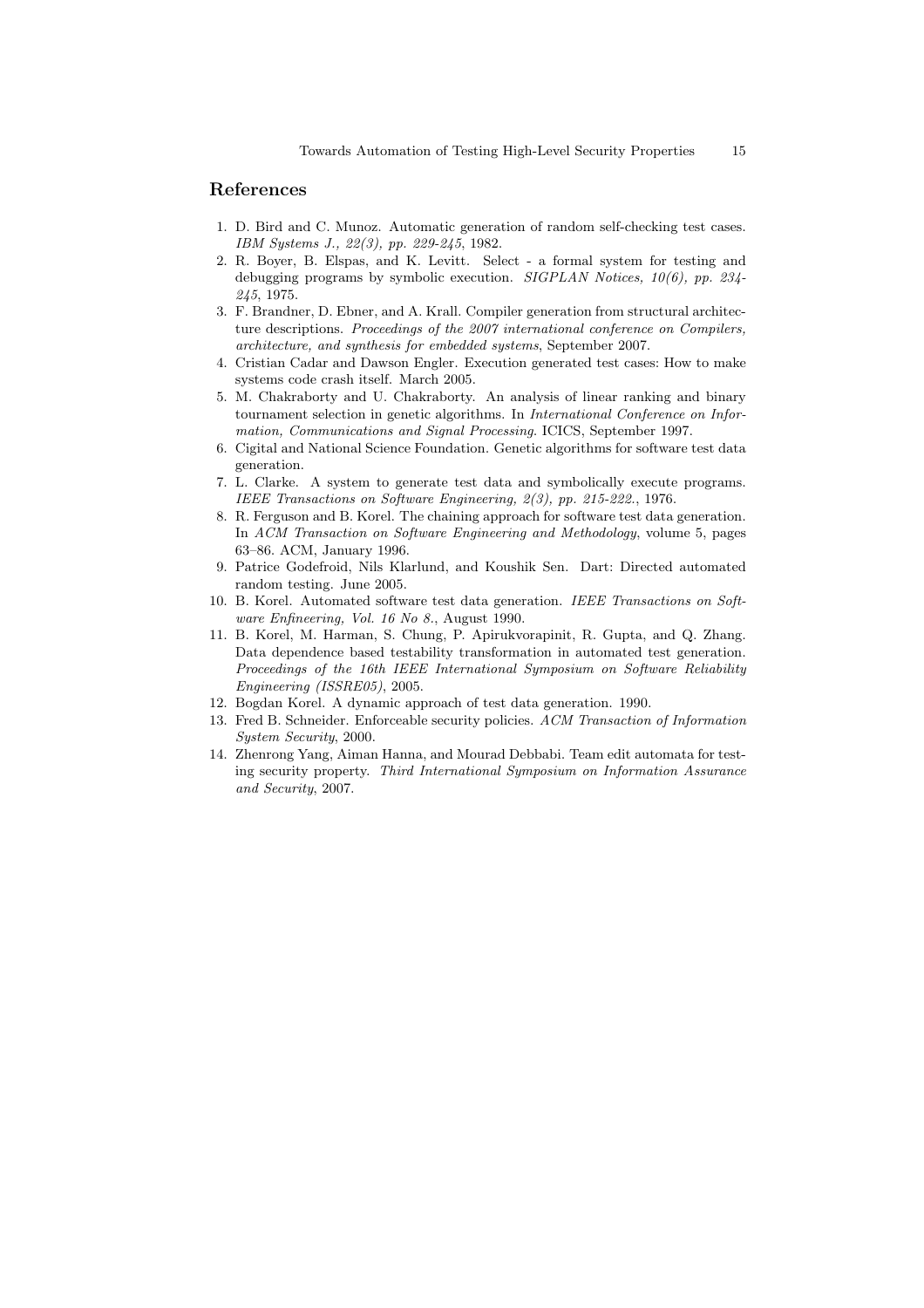## References

1. D. Bird and C. Munoz. Automatic generation of random self-checking test cases. *IBM Systems J., 22(3), pp. 229-245*, 1982.
2. R. Boyer, B. Elspas, and K. Levitt. Select - a formal system for testing and debugging programs by symbolic execution. *SIGPLAN Notices, 10(6), pp. 234-245*, 1975.
3. F. Brandner, D. Ebner, and A. Krall. Compiler generation from structural architecture descriptions. *Proceedings of the 2007 international conference on Compilers, architecture, and synthesis for embedded systems*, September 2007.
4. Cristian Cadar and Dawson Engler. Execution generated test cases: How to make systems code crash itself. March 2005.
5. M. Chakraborty and U. Chakraborty. An analysis of linear ranking and binary tournament selection in genetic algorithms. In *International Conference on Information, Communications and Signal Processing*. ICICS, September 1997.
6. Cigital and National Science Foundation. Genetic algorithms for software test data generation.
7. L. Clarke. A system to generate test data and symbolically execute programs. *IEEE Transactions on Software Engineering, 2(3), pp. 215-222.*, 1976.
8. R. Ferguson and B. Korel. The chaining approach for software test data generation. In *ACM Transaction on Software Engineering and Methodology*, volume 5, pages 63–86. ACM, January 1996.
9. Patrice Godefroid, Nils Klarlund, and Koushik Sen. Dart: Directed automated random testing. June 2005.
10. B. Korel. Automated software test data generation. *IEEE Transactions on Software Enfineering, Vol. 16 No 8.*, August 1990.
11. B. Korel, M. Harman, S. Chung, P. Apirukvorapinit, R. Gupta, and Q. Zhang. Data dependence based testability transformation in automated test generation. *Proceedings of the 16th IEEE International Symposium on Software Reliability Engineering (ISSRE05)*, 2005.
12. Bogdan Korel. A dynamic approach of test data generation. 1990.
13. Fred B. Schneider. Enforceable security policies. *ACM Transaction of Information System Security*, 2000.
14. Zhenrong Yang, Aiman Hanna, and Mourad Debbabi. Team edit automata for testing security property. *Third International Symposium on Information Assurance and Security*, 2007.